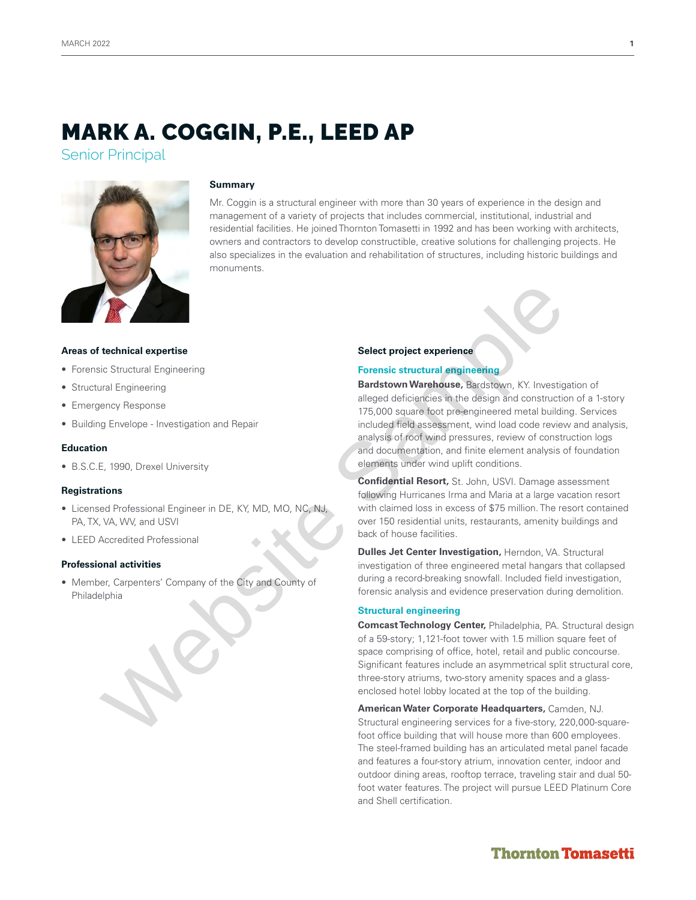# MARK A. COGGIN, P.E., LEED AP

Senior Principal

### Summary

Mr. Coggin is a structural engineer with more than 30 years of experience in the design and management of a variety of projects that includes commercial, institutional, industrial and residential facilities. He joined Thornton Tomasetti in 1992 and has been working with architects, owners and contractors to develop constructible, creative solutions for challenging projects. He also specializes in the evaluation and rehabilitation of structures, including historic buildings and monuments.

### Areas of technical expertise

- Forensic Structural Engineering
- Structural Engineering
- Emergency Response
- Building Envelope - Investigation and Repair

### Education

- B.S.C.E, 1990, Drexel University

### Registrations

- Licensed Professional Engineer in DE, KY, MD, MO, NC, NJ, PA, TX, VA, WV, and USVI
- LEED Accredited Professional

### Professional activities

- Member, Carpenters' Company of the City and County of Philadelphia

### Select project experience

#### Forensic structural engineering

**Bardstown Warehouse,** Bardstown, KY. Investigation of alleged deficiencies in the design and construction of a 1-story 175,000 square foot pre-engineered metal building. Services included field assessment, wind load code review and analysis, analysis of roof wind pressures, review of construction logs and documentation, and finite element analysis of foundation elements under wind uplift conditions.

**Confidential Resort,** St. John, USVI. Damage assessment following Hurricanes Irma and Maria at a large vacation resort with claimed loss in excess of $75 million. The resort contained over 150 residential units, restaurants, amenity buildings and back of house facilities.

**Dulles Jet Center Investigation,** Herndon, VA. Structural investigation of three engineered metal hangars that collapsed during a record-breaking snowfall. Included field investigation, forensic analysis and evidence preservation during demolition.

#### Structural engineering

**Comcast Technology Center,** Philadelphia, PA. Structural design of a 59-story; 1,121-foot tower with 1.5 million square feet of space comprising of office, hotel, retail and public concourse. Significant features include an asymmetrical split structural core, three-story atriums, two-story amenity spaces and a glass-enclosed hotel lobby located at the top of the building.

**American Water Corporate Headquarters,** Camden, NJ. Structural engineering services for a five-story, 220,000-square-foot office building that will house more than 600 employees. The steel-framed building has an articulated metal panel facade and features a four-story atrium, innovation center, indoor and outdoor dining areas, rooftop terrace, traveling stair and dual 50-foot water features. The project will pursue LEED Platinum Core and Shell certification.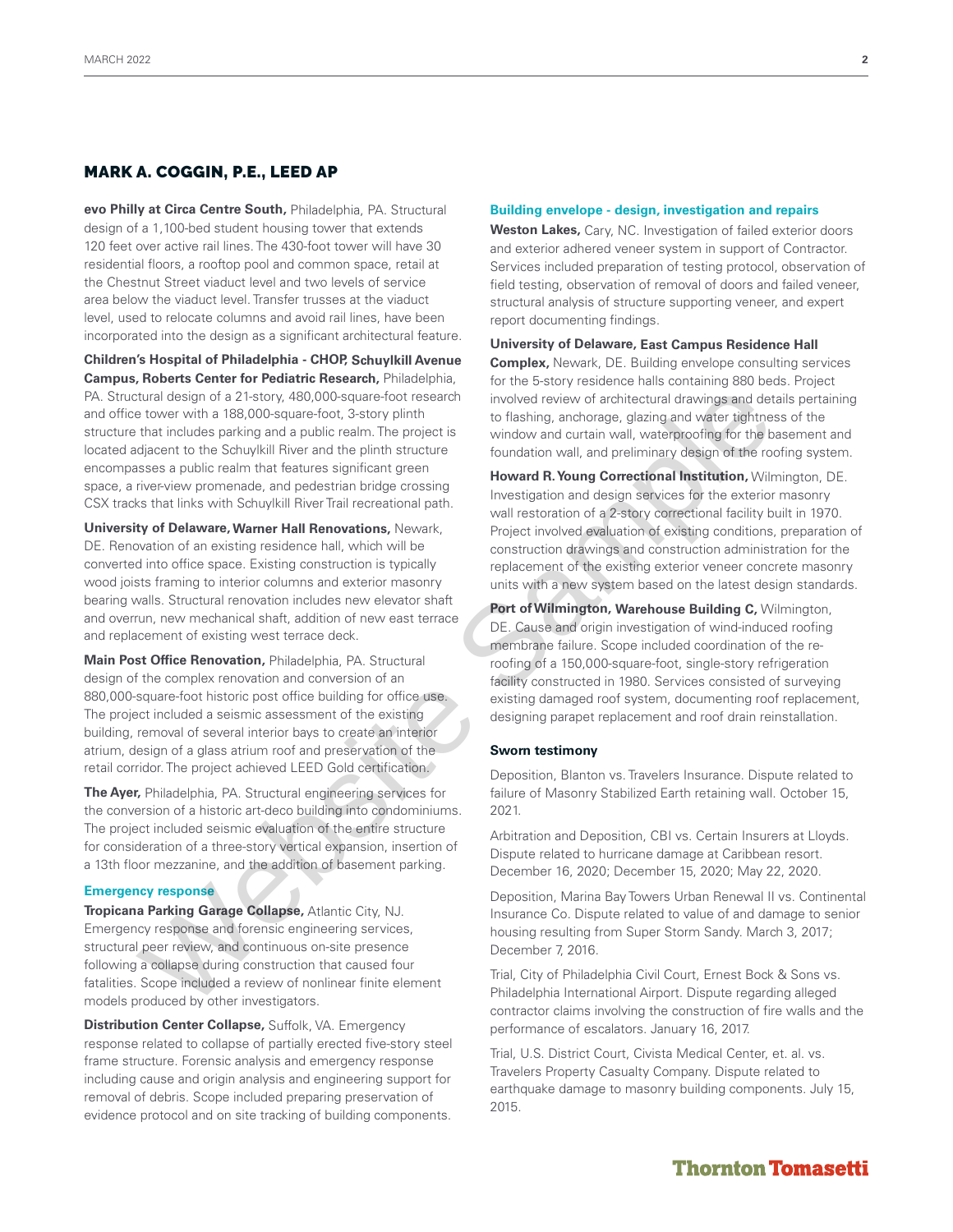## MARK A. COGGIN, P.E., LEED AP

**evo Philly at Circa Centre South,** Philadelphia, PA. Structural design of a 1,100-bed student housing tower that extends 120 feet over active rail lines. The 430-foot tower will have 30 residential floors, a rooftop pool and common space, retail at the Chestnut Street viaduct level and two levels of service area below the viaduct level. Transfer trusses at the viaduct level, used to relocate columns and avoid rail lines, have been incorporated into the design as a significant architectural feature.

**Children's Hospital of Philadelphia - CHOP, Schuylkill Avenue Campus, Roberts Center for Pediatric Research,** Philadelphia, PA. Structural design of a 21-story, 480,000-square-foot research and office tower with a 188,000-square-foot, 3-story plinth structure that includes parking and a public realm. The project is located adjacent to the Schuylkill River and the plinth structure encompasses a public realm that features significant green space, a river-view promenade, and pedestrian bridge crossing CSX tracks that links with Schuylkill River Trail recreational path.

**University of Delaware, Warner Hall Renovations,** Newark, DE. Renovation of an existing residence hall, which will be converted into office space. Existing construction is typically wood joists framing to interior columns and exterior masonry bearing walls. Structural renovation includes new elevator shaft and overrun, new mechanical shaft, addition of new east terrace and replacement of existing west terrace deck.

**Main Post Office Renovation,** Philadelphia, PA. Structural design of the complex renovation and conversion of an 880,000-square-foot historic post office building for office use. The project included a seismic assessment of the existing building, removal of several interior bays to create an interior atrium, design of a glass atrium roof and preservation of the retail corridor. The project achieved LEED Gold certification.

**The Ayer,** Philadelphia, PA. Structural engineering services for the conversion of a historic art-deco building into condominiums. The project included seismic evaluation of the entire structure for consideration of a three-story vertical expansion, insertion of a 13th floor mezzanine, and the addition of basement parking.

### Emergency response

**Tropicana Parking Garage Collapse,** Atlantic City, NJ. Emergency response and forensic engineering services, structural peer review, and continuous on-site presence following a collapse during construction that caused four fatalities. Scope included a review of nonlinear finite element models produced by other investigators.

**Distribution Center Collapse,** Suffolk, VA. Emergency response related to collapse of partially erected five-story steel frame structure. Forensic analysis and emergency response including cause and origin analysis and engineering support for removal of debris. Scope included preparing preservation of evidence protocol and on site tracking of building components.

### Building envelope - design, investigation and repairs

**Weston Lakes,** Cary, NC. Investigation of failed exterior doors and exterior adhered veneer system in support of Contractor. Services included preparation of testing protocol, observation of field testing, observation of removal of doors and failed veneer, structural analysis of structure supporting veneer, and expert report documenting findings.

**University of Delaware, East Campus Residence Hall Complex,** Newark, DE. Building envelope consulting services for the 5-story residence halls containing 880 beds. Project involved review of architectural drawings and details pertaining to flashing, anchorage, glazing and water tightness of the window and curtain wall, waterproofing for the basement and foundation wall, and preliminary design of the roofing system.

**Howard R. Young Correctional Institution,** Wilmington, DE. Investigation and design services for the exterior masonry wall restoration of a 2-story correctional facility built in 1970. Project involved evaluation of existing conditions, preparation of construction drawings and construction administration for the replacement of the existing exterior veneer concrete masonry units with a new system based on the latest design standards.

**Port of Wilmington, Warehouse Building C,** Wilmington, DE. Cause and origin investigation of wind-induced roofing membrane failure. Scope included coordination of the re-roofing of a 150,000-square-foot, single-story refrigeration facility constructed in 1980. Services consisted of surveying existing damaged roof system, documenting roof replacement, designing parapet replacement and roof drain reinstallation.

### Sworn testimony

Deposition, Blanton vs. Travelers Insurance. Dispute related to failure of Masonry Stabilized Earth retaining wall. October 15, 2021.

Arbitration and Deposition, CBI vs. Certain Insurers at Lloyds. Dispute related to hurricane damage at Caribbean resort. December 16, 2020; December 15, 2020; May 22, 2020.

Deposition, Marina Bay Towers Urban Renewal II vs. Continental Insurance Co. Dispute related to value of and damage to senior housing resulting from Super Storm Sandy. March 3, 2017; December 7, 2016.

Trial, City of Philadelphia Civil Court, Ernest Bock & Sons vs. Philadelphia International Airport. Dispute regarding alleged contractor claims involving the construction of fire walls and the performance of escalators. January 16, 2017.

Trial, U.S. District Court, Civista Medical Center, et. al. vs. Travelers Property Casualty Company. Dispute related to earthquake damage to masonry building components. July 15, 2015.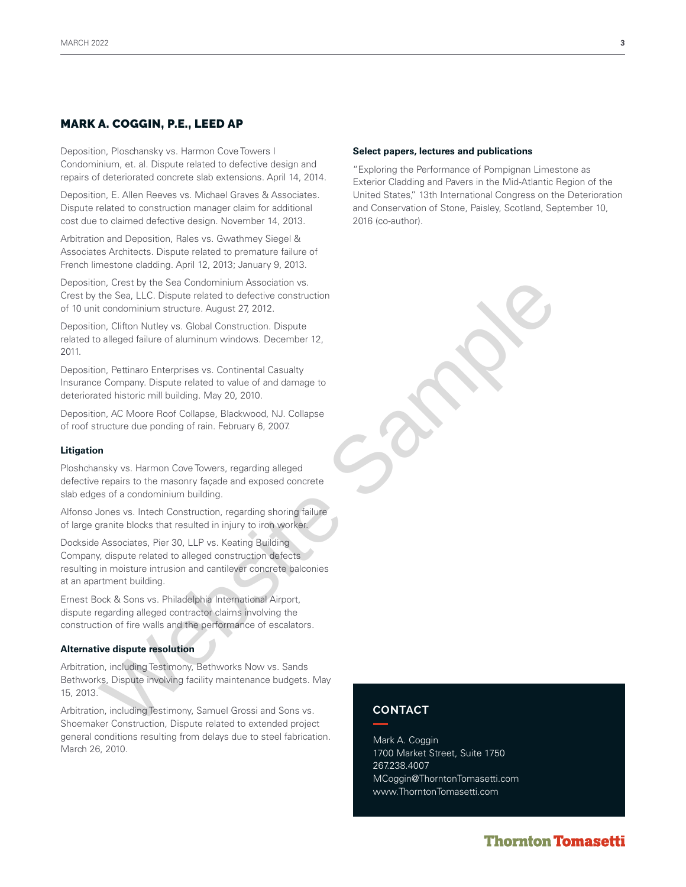## MARK A. COGGIN, P.E., LEED AP

Deposition, Ploschansky vs. Harmon Cove Towers I Condominium, et. al. Dispute related to defective design and repairs of deteriorated concrete slab extensions. April 14, 2014.

Deposition, E. Allen Reeves vs. Michael Graves & Associates. Dispute related to construction manager claim for additional cost due to claimed defective design. November 14, 2013.

Arbitration and Deposition, Rales vs. Gwathmey Siegel & Associates Architects. Dispute related to premature failure of French limestone cladding. April 12, 2013; January 9, 2013.

Deposition, Crest by the Sea Condominium Association vs. Crest by the Sea, LLC. Dispute related to defective construction of 10 unit condominium structure. August 27, 2012.

Deposition, Clifton Nutley vs. Global Construction. Dispute related to alleged failure of aluminum windows. December 12, 2011.

Deposition, Pettinaro Enterprises vs. Continental Casualty Insurance Company. Dispute related to value of and damage to deteriorated historic mill building. May 20, 2010.

Deposition, AC Moore Roof Collapse, Blackwood, NJ. Collapse of roof structure due ponding of rain. February 6, 2007.

**Litigation**

Ploshchansky vs. Harmon Cove Towers, regarding alleged defective repairs to the masonry façade and exposed concrete slab edges of a condominium building.

Alfonso Jones vs. Intech Construction, regarding shoring failure of large granite blocks that resulted in injury to iron worker.

Dockside Associates, Pier 30, LLP vs. Keating Building Company, dispute related to alleged construction defects resulting in moisture intrusion and cantilever concrete balconies at an apartment building.

Ernest Bock & Sons vs. Philadelphia International Airport, dispute regarding alleged contractor claims involving the construction of fire walls and the performance of escalators.

**Alternative dispute resolution**

Arbitration, including Testimony, Bethworks Now vs. Sands Bethworks, Dispute involving facility maintenance budgets. May 15, 2013.

Arbitration, including Testimony, Samuel Grossi and Sons vs. Shoemaker Construction, Dispute related to extended project general conditions resulting from delays due to steel fabrication. March 26, 2010.

**Select papers, lectures and publications**

"Exploring the Performance of Pompignan Limestone as Exterior Cladding and Pavers in the Mid-Atlantic Region of the United States," 13th International Congress on the Deterioration and Conservation of Stone, Paisley, Scotland, September 10, 2016 (co-author).

### CONTACT

Mark A. Coggin
1700 Market Street, Suite 1750
267.238.4007
MCoggin@ThorntonTomasetti.com
www.ThorntonTomasetti.com

Thornton Tomasetti